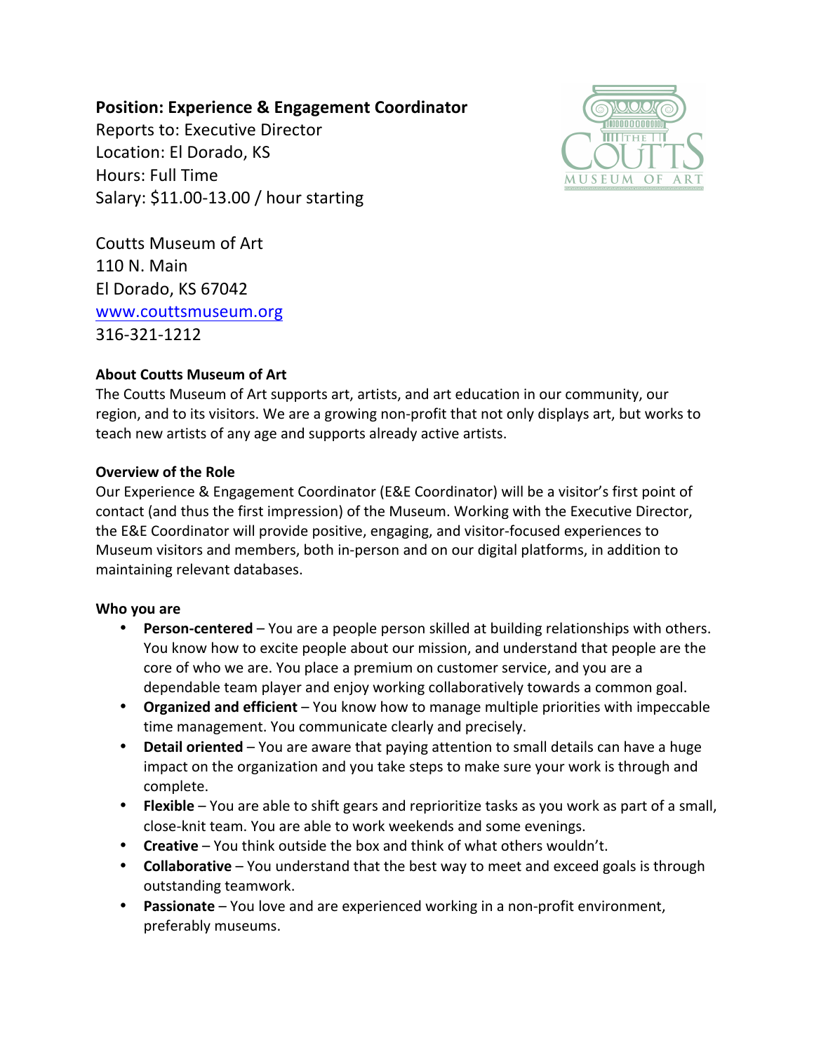**Position: Experience & Engagement Coordinator**
Reports to: Executive Director
Location: El Dorado, KS
Hours: Full Time
Salary: $11.00-13.00 / hour starting

Coutts Museum of Art
110 N. Main
El Dorado, KS 67042
www.couttsmuseum.org
316-321-1212

**About Coutts Museum of Art**

The Coutts Museum of Art supports art, artists, and art education in our community, our region, and to its visitors. We are a growing non-profit that not only displays art, but works to teach new artists of any age and supports already active artists.

**Overview of the Role**

Our Experience & Engagement Coordinator (E&E Coordinator) will be a visitor's first point of contact (and thus the first impression) of the Museum. Working with the Executive Director, the E&E Coordinator will provide positive, engaging, and visitor-focused experiences to Museum visitors and members, both in-person and on our digital platforms, in addition to maintaining relevant databases.

**Who you are**

- **Person-centered** – You are a people person skilled at building relationships with others. You know how to excite people about our mission, and understand that people are the core of who we are. You place a premium on customer service, and you are a dependable team player and enjoy working collaboratively towards a common goal.
- **Organized and efficient** – You know how to manage multiple priorities with impeccable time management. You communicate clearly and precisely.
- **Detail oriented** – You are aware that paying attention to small details can have a huge impact on the organization and you take steps to make sure your work is through and complete.
- **Flexible** – You are able to shift gears and reprioritize tasks as you work as part of a small, close-knit team. You are able to work weekends and some evenings.
- **Creative** – You think outside the box and think of what others wouldn't.
- **Collaborative** – You understand that the best way to meet and exceed goals is through outstanding teamwork.
- **Passionate** – You love and are experienced working in a non-profit environment, preferably museums.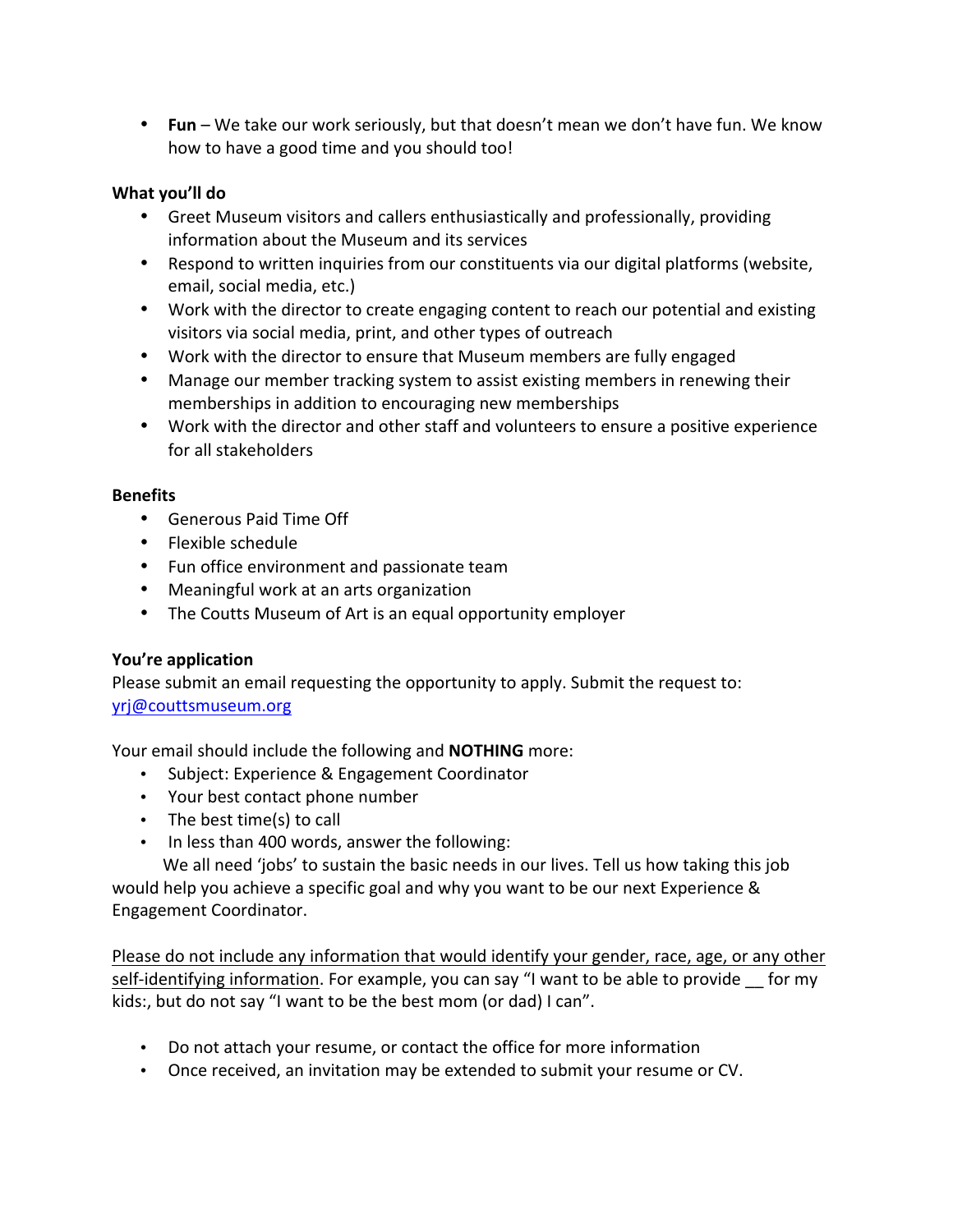- **Fun** – We take our work seriously, but that doesn't mean we don't have fun. We know how to have a good time and you should too!

**What you'll do**

- Greet Museum visitors and callers enthusiastically and professionally, providing information about the Museum and its services
- Respond to written inquiries from our constituents via our digital platforms (website, email, social media, etc.)
- Work with the director to create engaging content to reach our potential and existing visitors via social media, print, and other types of outreach
- Work with the director to ensure that Museum members are fully engaged
- Manage our member tracking system to assist existing members in renewing their memberships in addition to encouraging new memberships
- Work with the director and other staff and volunteers to ensure a positive experience for all stakeholders

**Benefits**

- Generous Paid Time Off
- Flexible schedule
- Fun office environment and passionate team
- Meaningful work at an arts organization
- The Coutts Museum of Art is an equal opportunity employer

**You're application**

Please submit an email requesting the opportunity to apply. Submit the request to: yrj@couttsmuseum.org

Your email should include the following and **NOTHING** more:

- Subject: Experience & Engagement Coordinator
- Your best contact phone number
- The best time(s) to call
- In less than 400 words, answer the following:

We all need 'jobs' to sustain the basic needs in our lives. Tell us how taking this job would help you achieve a specific goal and why you want to be our next Experience & Engagement Coordinator.

<u>Please do not include any information that would identify your gender, race, age, or any other self-identifying information</u>. For example, you can say "I want to be able to provide __ for my kids:, but do not say "I want to be the best mom (or dad) I can".

- Do not attach your resume, or contact the office for more information
- Once received, an invitation may be extended to submit your resume or CV.